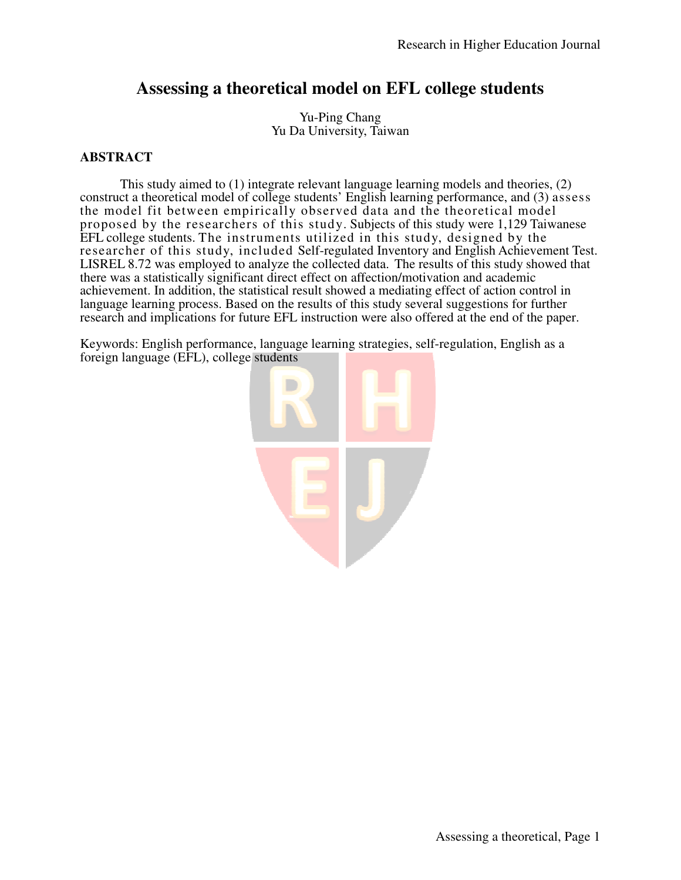# Assessing a theoretical model on EFL college students

Yu-Ping Chang
Yu Da University, Taiwan

## ABSTRACT

This study aimed to (1) integrate relevant language learning models and theories, (2) construct a theoretical model of college students' English learning performance, and (3) assess the model fit between empirically observed data and the theoretical model proposed by the researchers of this study. Subjects of this study were 1,129 Taiwanese EFL college students. The instruments utilized in this study, designed by the researcher of this study, included Self-regulated Inventory and English Achievement Test. LISREL 8.72 was employed to analyze the collected data. The results of this study showed that there was a statistically significant direct effect on affection/motivation and academic achievement. In addition, the statistical result showed a mediating effect of action control in language learning process. Based on the results of this study several suggestions for further research and implications for future EFL instruction were also offered at the end of the paper.

Keywords: English performance, language learning strategies, self-regulation, English as a foreign language (EFL), college students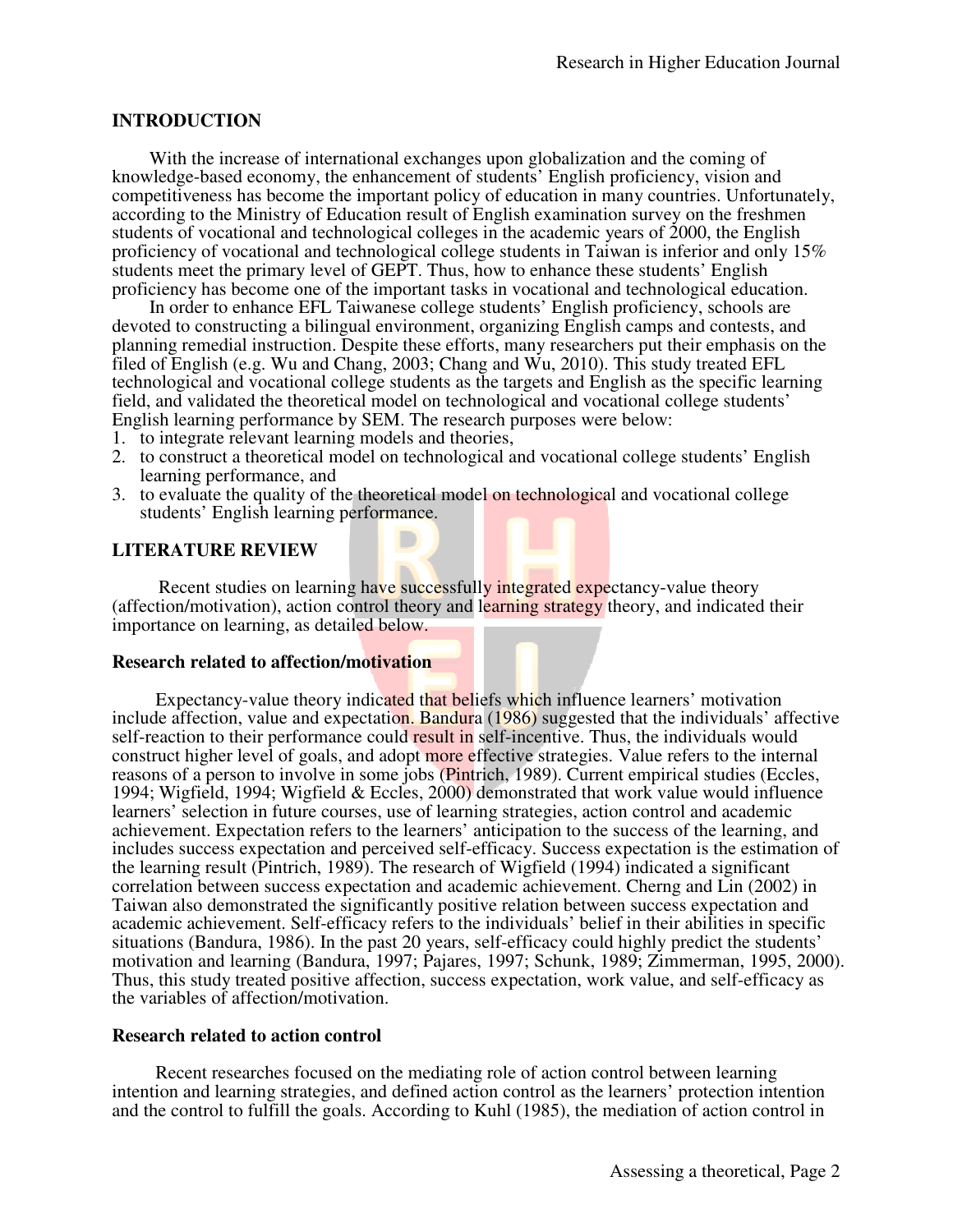## INTRODUCTION

With the increase of international exchanges upon globalization and the coming of knowledge-based economy, the enhancement of students' English proficiency, vision and competitiveness has become the important policy of education in many countries. Unfortunately, according to the Ministry of Education result of English examination survey on the freshmen students of vocational and technological colleges in the academic years of 2000, the English proficiency of vocational and technological college students in Taiwan is inferior and only 15% students meet the primary level of GEPT. Thus, how to enhance these students' English proficiency has become one of the important tasks in vocational and technological education.

In order to enhance EFL Taiwanese college students' English proficiency, schools are devoted to constructing a bilingual environment, organizing English camps and contests, and planning remedial instruction. Despite these efforts, many researchers put their emphasis on the filed of English (e.g. Wu and Chang, 2003; Chang and Wu, 2010). This study treated EFL technological and vocational college students as the targets and English as the specific learning field, and validated the theoretical model on technological and vocational college students' English learning performance by SEM. The research purposes were below:

1. to integrate relevant learning models and theories,
2. to construct a theoretical model on technological and vocational college students' English learning performance, and
3. to evaluate the quality of the theoretical model on technological and vocational college students' English learning performance.

## LITERATURE REVIEW

Recent studies on learning have successfully integrated expectancy-value theory (affection/motivation), action control theory and learning strategy theory, and indicated their importance on learning, as detailed below.

### Research related to affection/motivation

Expectancy-value theory indicated that beliefs which influence learners' motivation include affection, value and expectation. Bandura (1986) suggested that the individuals' affective self-reaction to their performance could result in self-incentive. Thus, the individuals would construct higher level of goals, and adopt more effective strategies. Value refers to the internal reasons of a person to involve in some jobs (Pintrich, 1989). Current empirical studies (Eccles, 1994; Wigfield, 1994; Wigfield & Eccles, 2000) demonstrated that work value would influence learners' selection in future courses, use of learning strategies, action control and academic achievement. Expectation refers to the learners' anticipation to the success of the learning, and includes success expectation and perceived self-efficacy. Success expectation is the estimation of the learning result (Pintrich, 1989). The research of Wigfield (1994) indicated a significant correlation between success expectation and academic achievement. Cherng and Lin (2002) in Taiwan also demonstrated the significantly positive relation between success expectation and academic achievement. Self-efficacy refers to the individuals' belief in their abilities in specific situations (Bandura, 1986). In the past 20 years, self-efficacy could highly predict the students' motivation and learning (Bandura, 1997; Pajares, 1997; Schunk, 1989; Zimmerman, 1995, 2000). Thus, this study treated positive affection, success expectation, work value, and self-efficacy as the variables of affection/motivation.

### Research related to action control

Recent researches focused on the mediating role of action control between learning intention and learning strategies, and defined action control as the learners' protection intention and the control to fulfill the goals. According to Kuhl (1985), the mediation of action control in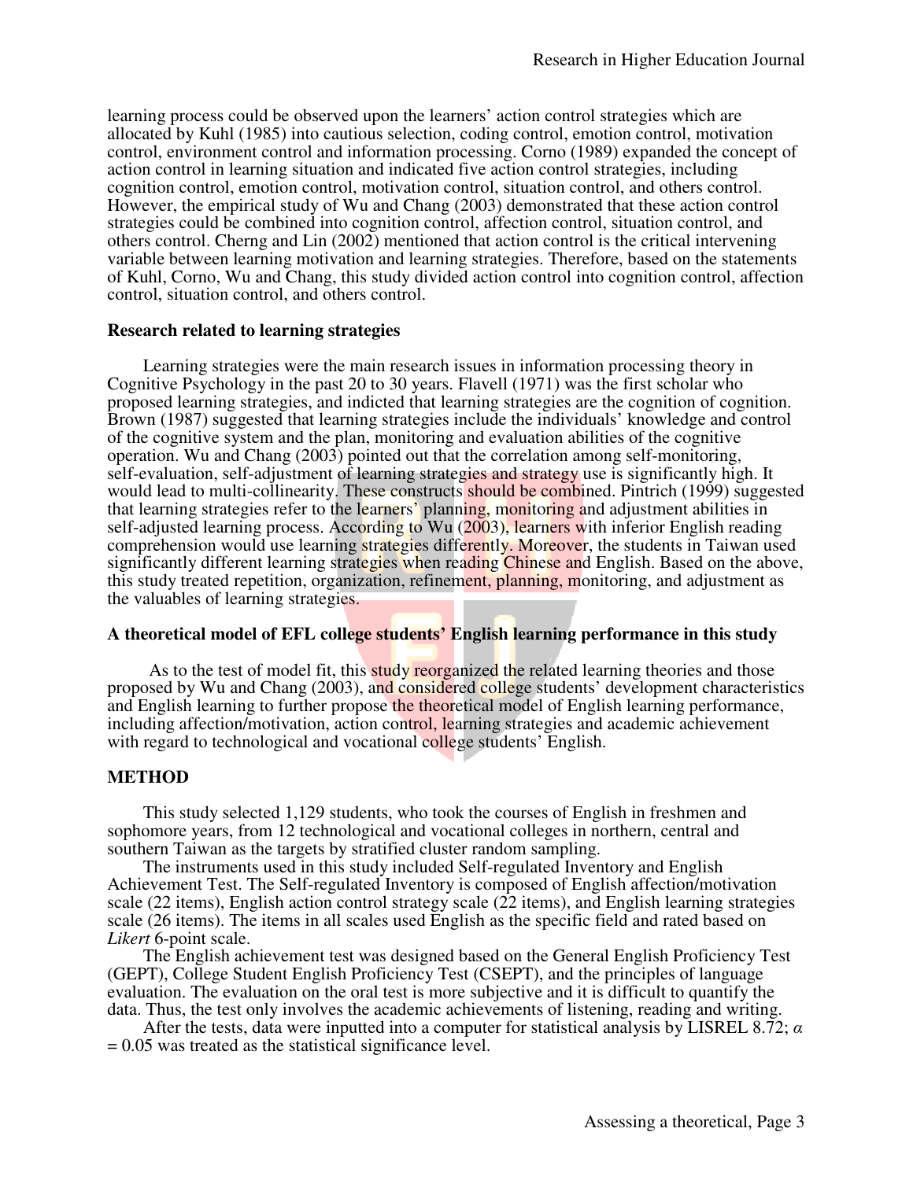learning process could be observed upon the learners' action control strategies which are allocated by Kuhl (1985) into cautious selection, coding control, emotion control, motivation control, environment control and information processing. Corno (1989) expanded the concept of action control in learning situation and indicated five action control strategies, including cognition control, emotion control, motivation control, situation control, and others control. However, the empirical study of Wu and Chang (2003) demonstrated that these action control strategies could be combined into cognition control, affection control, situation control, and others control. Cherng and Lin (2002) mentioned that action control is the critical intervening variable between learning motivation and learning strategies. Therefore, based on the statements of Kuhl, Corno, Wu and Chang, this study divided action control into cognition control, affection control, situation control, and others control.

### Research related to learning strategies

Learning strategies were the main research issues in information processing theory in Cognitive Psychology in the past 20 to 30 years. Flavell (1971) was the first scholar who proposed learning strategies, and indicted that learning strategies are the cognition of cognition. Brown (1987) suggested that learning strategies include the individuals' knowledge and control of the cognitive system and the plan, monitoring and evaluation abilities of the cognitive operation. Wu and Chang (2003) pointed out that the correlation among self-monitoring, self-evaluation, self-adjustment of learning strategies and strategy use is significantly high. It would lead to multi-collinearity. These constructs should be combined. Pintrich (1999) suggested that learning strategies refer to the learners' planning, monitoring and adjustment abilities in self-adjusted learning process. According to Wu (2003), learners with inferior English reading comprehension would use learning strategies differently. Moreover, the students in Taiwan used significantly different learning strategies when reading Chinese and English. Based on the above, this study treated repetition, organization, refinement, planning, monitoring, and adjustment as the valuables of learning strategies.

### A theoretical model of EFL college students' English learning performance in this study

As to the test of model fit, this study reorganized the related learning theories and those proposed by Wu and Chang (2003), and considered college students' development characteristics and English learning to further propose the theoretical model of English learning performance, including affection/motivation, action control, learning strategies and academic achievement with regard to technological and vocational college students' English.

## METHOD

This study selected 1,129 students, who took the courses of English in freshmen and sophomore years, from 12 technological and vocational colleges in northern, central and southern Taiwan as the targets by stratified cluster random sampling.

The instruments used in this study included Self-regulated Inventory and English Achievement Test. The Self-regulated Inventory is composed of English affection/motivation scale (22 items), English action control strategy scale (22 items), and English learning strategies scale (26 items). The items in all scales used English as the specific field and rated based on *Likert* 6-point scale.

The English achievement test was designed based on the General English Proficiency Test (GEPT), College Student English Proficiency Test (CSEPT), and the principles of language evaluation. The evaluation on the oral test is more subjective and it is difficult to quantify the data. Thus, the test only involves the academic achievements of listening, reading and writing.

After the tests, data were inputted into a computer for statistical analysis by LISREL 8.72; $\alpha = 0.05$ was treated as the statistical significance level.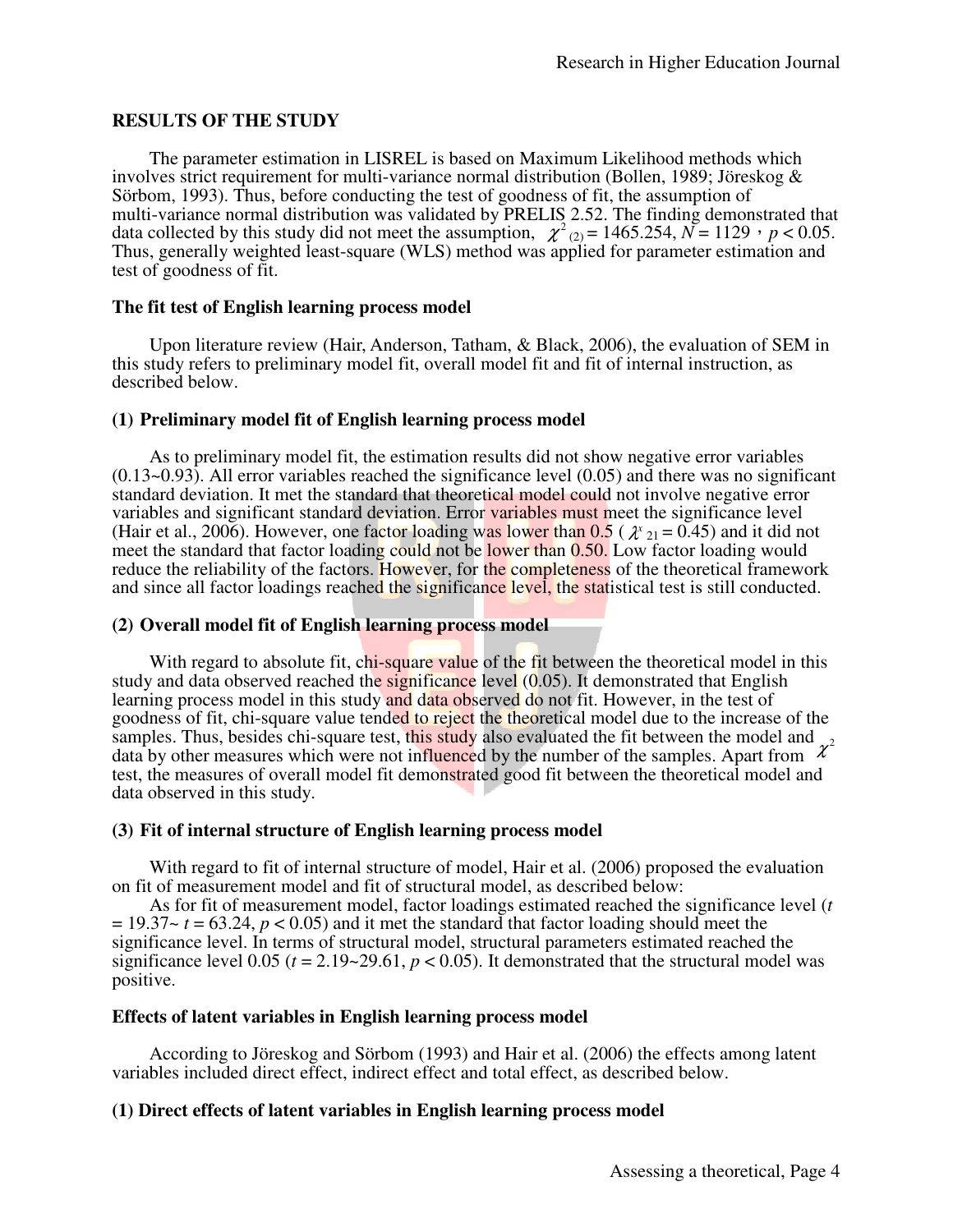## RESULTS OF THE STUDY

The parameter estimation in LISREL is based on Maximum Likelihood methods which involves strict requirement for multi-variance normal distribution (Bollen, 1989; Jöreskog & Sörbom, 1993). Thus, before conducting the test of goodness of fit, the assumption of multi-variance normal distribution was validated by PRELIS 2.52. The finding demonstrated that data collected by this study did not meet the assumption, $\chi^2_{(2)} = 1465.254$, $N = 1129$，$p < 0.05$. Thus, generally weighted least-square (WLS) method was applied for parameter estimation and test of goodness of fit.

### The fit test of English learning process model

Upon literature review (Hair, Anderson, Tatham, & Black, 2006), the evaluation of SEM in this study refers to preliminary model fit, overall model fit and fit of internal instruction, as described below.

#### (1) Preliminary model fit of English learning process model

As to preliminary model fit, the estimation results did not show negative error variables (0.13~0.93). All error variables reached the significance level (0.05) and there was no significant standard deviation. It met the standard that theoretical model could not involve negative error variables and significant standard deviation. Error variables must meet the significance level (Hair et al., 2006). However, one factor loading was lower than 0.5 ( $\lambda^x_{21} = 0.45$) and it did not meet the standard that factor loading could not be lower than 0.50. Low factor loading would reduce the reliability of the factors. However, for the completeness of the theoretical framework and since all factor loadings reached the significance level, the statistical test is still conducted.

#### (2) Overall model fit of English learning process model

With regard to absolute fit, chi-square value of the fit between the theoretical model in this study and data observed reached the significance level (0.05). It demonstrated that English learning process model in this study and data observed do not fit. However, in the test of goodness of fit, chi-square value tended to reject the theoretical model due to the increase of the samples. Thus, besides chi-square test, this study also evaluated the fit between the model and data by other measures which were not influenced by the number of the samples. Apart from $\chi^2$ test, the measures of overall model fit demonstrated good fit between the theoretical model and data observed in this study.

#### (3) Fit of internal structure of English learning process model

With regard to fit of internal structure of model, Hair et al. (2006) proposed the evaluation on fit of measurement model and fit of structural model, as described below:

As for fit of measurement model, factor loadings estimated reached the significance level ($t = 19.37$~ $t = 63.24$, $p < 0.05$) and it met the standard that factor loading should meet the significance level. In terms of structural model, structural parameters estimated reached the significance level 0.05 ($t = 2.19$~$29.61$, $p < 0.05$). It demonstrated that the structural model was positive.

### Effects of latent variables in English learning process model

According to Jöreskog and Sörbom (1993) and Hair et al. (2006) the effects among latent variables included direct effect, indirect effect and total effect, as described below.

#### (1) Direct effects of latent variables in English learning process model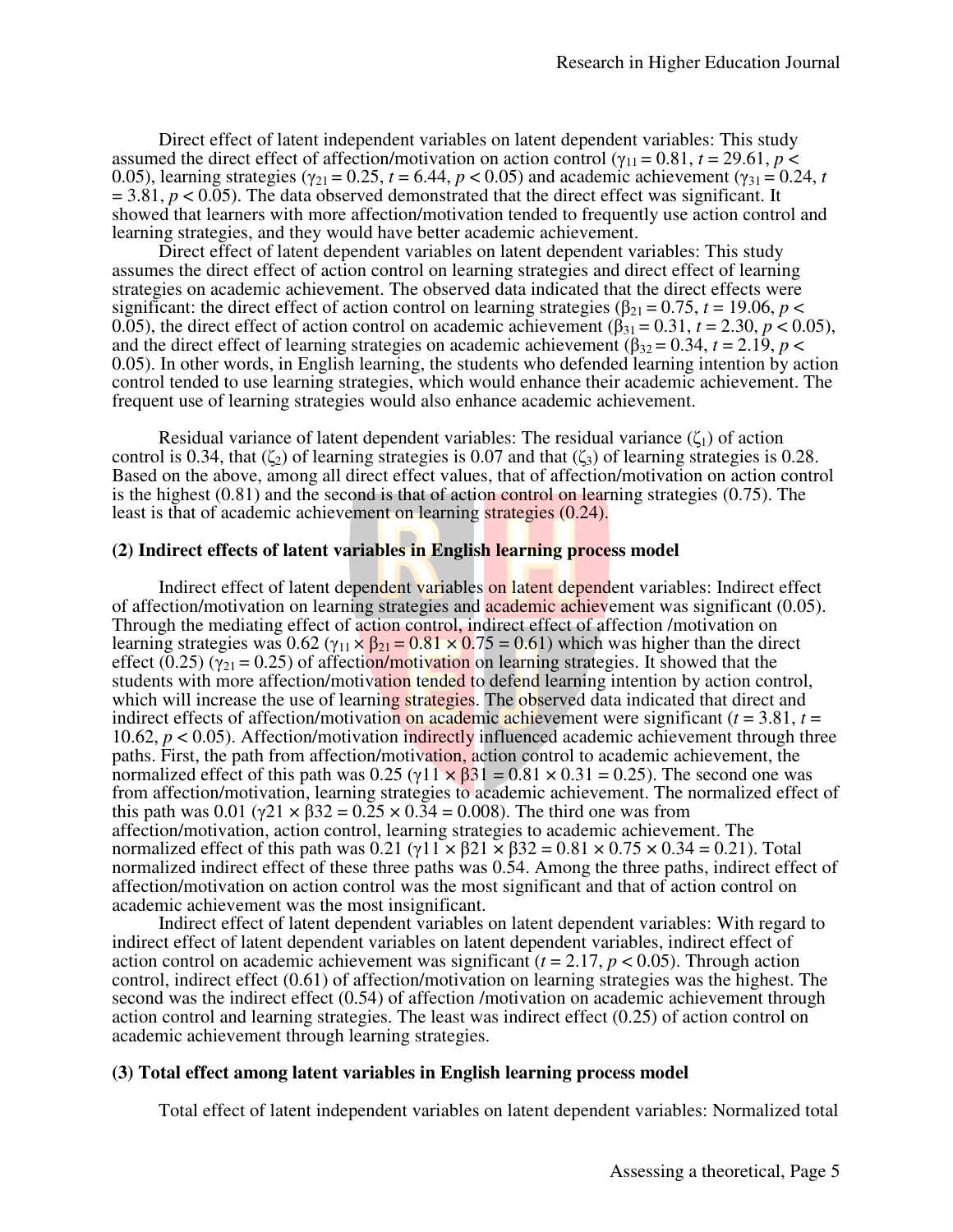Direct effect of latent independent variables on latent dependent variables: This study assumed the direct effect of affection/motivation on action control ($\gamma_{11} = 0.81$, $t = 29.61$, $p < 0.05$), learning strategies ($\gamma_{21} = 0.25$, $t = 6.44$, $p < 0.05$) and academic achievement ($\gamma_{31} = 0.24$, $t = 3.81$, $p < 0.05$). The data observed demonstrated that the direct effect was significant. It showed that learners with more affection/motivation tended to frequently use action control and learning strategies, and they would have better academic achievement.

Direct effect of latent dependent variables on latent dependent variables: This study assumes the direct effect of action control on learning strategies and direct effect of learning strategies on academic achievement. The observed data indicated that the direct effects were significant: the direct effect of action control on learning strategies ($\beta_{21} = 0.75$, $t = 19.06$, $p < 0.05$), the direct effect of action control on academic achievement ($\beta_{31} = 0.31$, $t = 2.30$, $p < 0.05$), and the direct effect of learning strategies on academic achievement ($\beta_{32} = 0.34$, $t = 2.19$, $p < 0.05$). In other words, in English learning, the students who defended learning intention by action control tended to use learning strategies, which would enhance their academic achievement. The frequent use of learning strategies would also enhance academic achievement.

Residual variance of latent dependent variables: The residual variance ($\zeta_1$) of action control is 0.34, that ($\zeta_2$) of learning strategies is 0.07 and that ($\zeta_3$) of learning strategies is 0.28. Based on the above, among all direct effect values, that of affection/motivation on action control is the highest (0.81) and the second is that of action control on learning strategies (0.75). The least is that of academic achievement on learning strategies (0.24).

**(2) Indirect effects of latent variables in English learning process model**

Indirect effect of latent dependent variables on latent dependent variables: Indirect effect of affection/motivation on learning strategies and academic achievement was significant (0.05). Through the mediating effect of action control, indirect effect of affection /motivation on learning strategies was 0.62 ($\gamma_{11} \times \beta_{21} = 0.81 \times 0.75 = 0.61$) which was higher than the direct effect (0.25) ($\gamma_{21} = 0.25$) of affection/motivation on learning strategies. It showed that the students with more affection/motivation tended to defend learning intention by action control, which will increase the use of learning strategies. The observed data indicated that direct and indirect effects of affection/motivation on academic achievement were significant ($t = 3.81$, $t = 10.62$, $p < 0.05$). Affection/motivation indirectly influenced academic achievement through three paths. First, the path from affection/motivation, action control to academic achievement, the normalized effect of this path was 0.25 ($\gamma 11 \times \beta 31 = 0.81 \times 0.31 = 0.25$). The second one was from affection/motivation, learning strategies to academic achievement. The normalized effect of this path was 0.01 ($\gamma 21 \times \beta 32 = 0.25 \times 0.34 = 0.008$). The third one was from affection/motivation, action control, learning strategies to academic achievement. The normalized effect of this path was 0.21 ($\gamma 11 \times \beta 21 \times \beta 32 = 0.81 \times 0.75 \times 0.34 = 0.21$). Total normalized indirect effect of these three paths was 0.54. Among the three paths, indirect effect of affection/motivation on action control was the most significant and that of action control on academic achievement was the most insignificant.

Indirect effect of latent dependent variables on latent dependent variables: With regard to indirect effect of latent dependent variables on latent dependent variables, indirect effect of action control on academic achievement was significant ($t = 2.17$, $p < 0.05$). Through action control, indirect effect (0.61) of affection/motivation on learning strategies was the highest. The second was the indirect effect (0.54) of affection /motivation on academic achievement through action control and learning strategies. The least was indirect effect (0.25) of action control on academic achievement through learning strategies.

**(3) Total effect among latent variables in English learning process model**

Total effect of latent independent variables on latent dependent variables: Normalized total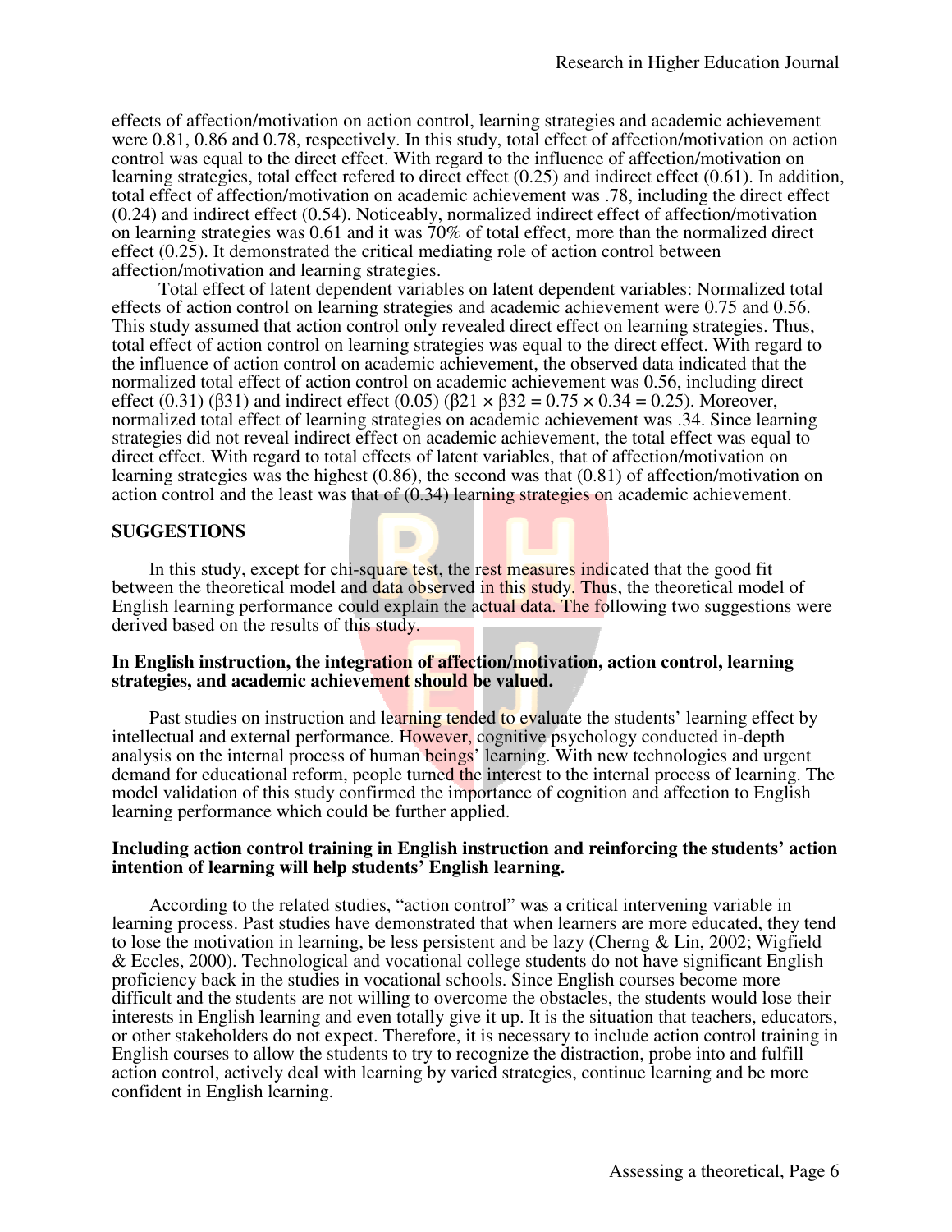effects of affection/motivation on action control, learning strategies and academic achievement were 0.81, 0.86 and 0.78, respectively. In this study, total effect of affection/motivation on action control was equal to the direct effect. With regard to the influence of affection/motivation on learning strategies, total effect refered to direct effect (0.25) and indirect effect (0.61). In addition, total effect of affection/motivation on academic achievement was .78, including the direct effect (0.24) and indirect effect (0.54). Noticeably, normalized indirect effect of affection/motivation on learning strategies was 0.61 and it was 70% of total effect, more than the normalized direct effect (0.25). It demonstrated the critical mediating role of action control between affection/motivation and learning strategies.

Total effect of latent dependent variables on latent dependent variables: Normalized total effects of action control on learning strategies and academic achievement were 0.75 and 0.56. This study assumed that action control only revealed direct effect on learning strategies. Thus, total effect of action control on learning strategies was equal to the direct effect. With regard to the influence of action control on academic achievement, the observed data indicated that the normalized total effect of action control on academic achievement was 0.56, including direct effect (0.31) ($\beta_{31}$) and indirect effect (0.05) ($\beta_{21} \times \beta_{32} = 0.75 \times 0.34 = 0.25$). Moreover, normalized total effect of learning strategies on academic achievement was .34. Since learning strategies did not reveal indirect effect on academic achievement, the total effect was equal to direct effect. With regard to total effects of latent variables, that of affection/motivation on learning strategies was the highest (0.86), the second was that (0.81) of affection/motivation on action control and the least was that of (0.34) learning strategies on academic achievement.

## SUGGESTIONS

In this study, except for chi-square test, the rest measures indicated that the good fit between the theoretical model and data observed in this study. Thus, the theoretical model of English learning performance could explain the actual data. The following two suggestions were derived based on the results of this study.

### In English instruction, the integration of affection/motivation, action control, learning strategies, and academic achievement should be valued.

Past studies on instruction and learning tended to evaluate the students' learning effect by intellectual and external performance. However, cognitive psychology conducted in-depth analysis on the internal process of human beings' learning. With new technologies and urgent demand for educational reform, people turned the interest to the internal process of learning. The model validation of this study confirmed the importance of cognition and affection to English learning performance which could be further applied.

### Including action control training in English instruction and reinforcing the students' action intention of learning will help students' English learning.

According to the related studies, "action control" was a critical intervening variable in learning process. Past studies have demonstrated that when learners are more educated, they tend to lose the motivation in learning, be less persistent and be lazy (Cherng & Lin, 2002; Wigfield & Eccles, 2000). Technological and vocational college students do not have significant English proficiency back in the studies in vocational schools. Since English courses become more difficult and the students are not willing to overcome the obstacles, the students would lose their interests in English learning and even totally give it up. It is the situation that teachers, educators, or other stakeholders do not expect. Therefore, it is necessary to include action control training in English courses to allow the students to try to recognize the distraction, probe into and fulfill action control, actively deal with learning by varied strategies, continue learning and be more confident in English learning.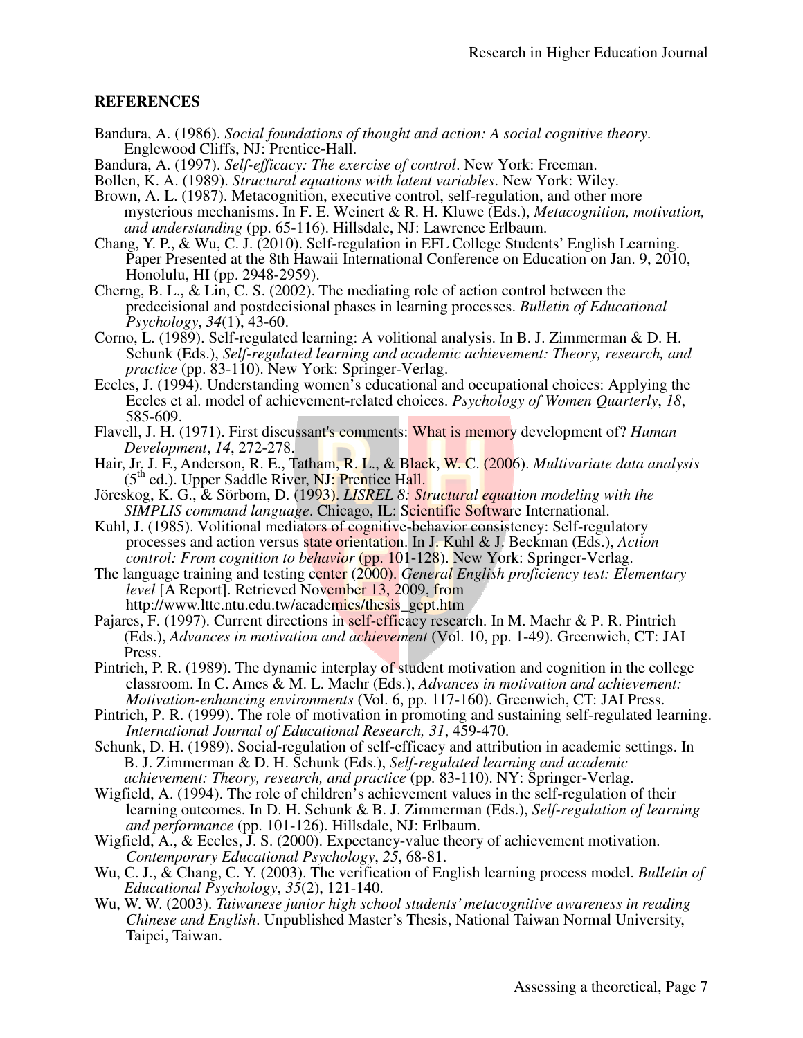## REFERENCES

Bandura, A. (1986). *Social foundations of thought and action: A social cognitive theory*. Englewood Cliffs, NJ: Prentice-Hall.

Bandura, A. (1997). *Self-efficacy: The exercise of control*. New York: Freeman.

Bollen, K. A. (1989). *Structural equations with latent variables*. New York: Wiley.

Brown, A. L. (1987). Metacognition, executive control, self-regulation, and other more mysterious mechanisms. In F. E. Weinert & R. H. Kluwe (Eds.), *Metacognition, motivation, and understanding* (pp. 65-116). Hillsdale, NJ: Lawrence Erlbaum.

Chang, Y. P., & Wu, C. J. (2010). Self-regulation in EFL College Students' English Learning. Paper Presented at the 8th Hawaii International Conference on Education on Jan. 9, 2010, Honolulu, HI (pp. 2948-2959).

Cherng, B. L., & Lin, C. S. (2002). The mediating role of action control between the predecisional and postdecisional phases in learning processes. *Bulletin of Educational Psychology*, *34*(1), 43-60.

Corno, L. (1989). Self-regulated learning: A volitional analysis. In B. J. Zimmerman & D. H. Schunk (Eds.), *Self-regulated learning and academic achievement: Theory, research, and practice* (pp. 83-110). New York: Springer-Verlag.

Eccles, J. (1994). Understanding women's educational and occupational choices: Applying the Eccles et al. model of achievement-related choices. *Psychology of Women Quarterly*, *18*, 585-609.

Flavell, J. H. (1971). First discussant's comments: What is memory development of? *Human Development*, *14*, 272-278.

Hair, Jr. J. F., Anderson, R. E., Tatham, R. L., & Black, W. C. (2006). *Multivariate data analysis* (5th ed.). Upper Saddle River, NJ: Prentice Hall.

Jöreskog, K. G., & Sörbom, D. (1993). *LISREL 8: Structural equation modeling with the SIMPLIS command language*. Chicago, IL: Scientific Software International.

Kuhl, J. (1985). Volitional mediators of cognitive-behavior consistency: Self-regulatory processes and action versus state orientation. In J. Kuhl & J. Beckman (Eds.), *Action control: From cognition to behavior* (pp. 101-128). New York: Springer-Verlag.

The language training and testing center (2000). *General English proficiency test: Elementary level* [A Report]. Retrieved November 13, 2009, from http://www.lttc.ntu.edu.tw/academics/thesis_gept.htm

Pajares, F. (1997). Current directions in self-efficacy research. In M. Maehr & P. R. Pintrich (Eds.), *Advances in motivation and achievement* (Vol. 10, pp. 1-49). Greenwich, CT: JAI Press.

Pintrich, P. R. (1989). The dynamic interplay of student motivation and cognition in the college classroom. In C. Ames & M. L. Maehr (Eds.), *Advances in motivation and achievement: Motivation-enhancing environments* (Vol. 6, pp. 117-160). Greenwich, CT: JAI Press.

Pintrich, P. R. (1999). The role of motivation in promoting and sustaining self-regulated learning. *International Journal of Educational Research, 31*, 459-470.

Schunk, D. H. (1989). Social-regulation of self-efficacy and attribution in academic settings. In B. J. Zimmerman & D. H. Schunk (Eds.), *Self-regulated learning and academic achievement: Theory, research, and practice* (pp. 83-110). NY: Springer-Verlag.

Wigfield, A. (1994). The role of children's achievement values in the self-regulation of their learning outcomes. In D. H. Schunk & B. J. Zimmerman (Eds.), *Self-regulation of learning and performance* (pp. 101-126). Hillsdale, NJ: Erlbaum.

Wigfield, A., & Eccles, J. S. (2000). Expectancy-value theory of achievement motivation. *Contemporary Educational Psychology*, *25*, 68-81.

Wu, C. J., & Chang, C. Y. (2003). The verification of English learning process model. *Bulletin of Educational Psychology*, *35*(2), 121-140.

Wu, W. W. (2003). *Taiwanese junior high school students' metacognitive awareness in reading Chinese and English*. Unpublished Master's Thesis, National Taiwan Normal University, Taipei, Taiwan.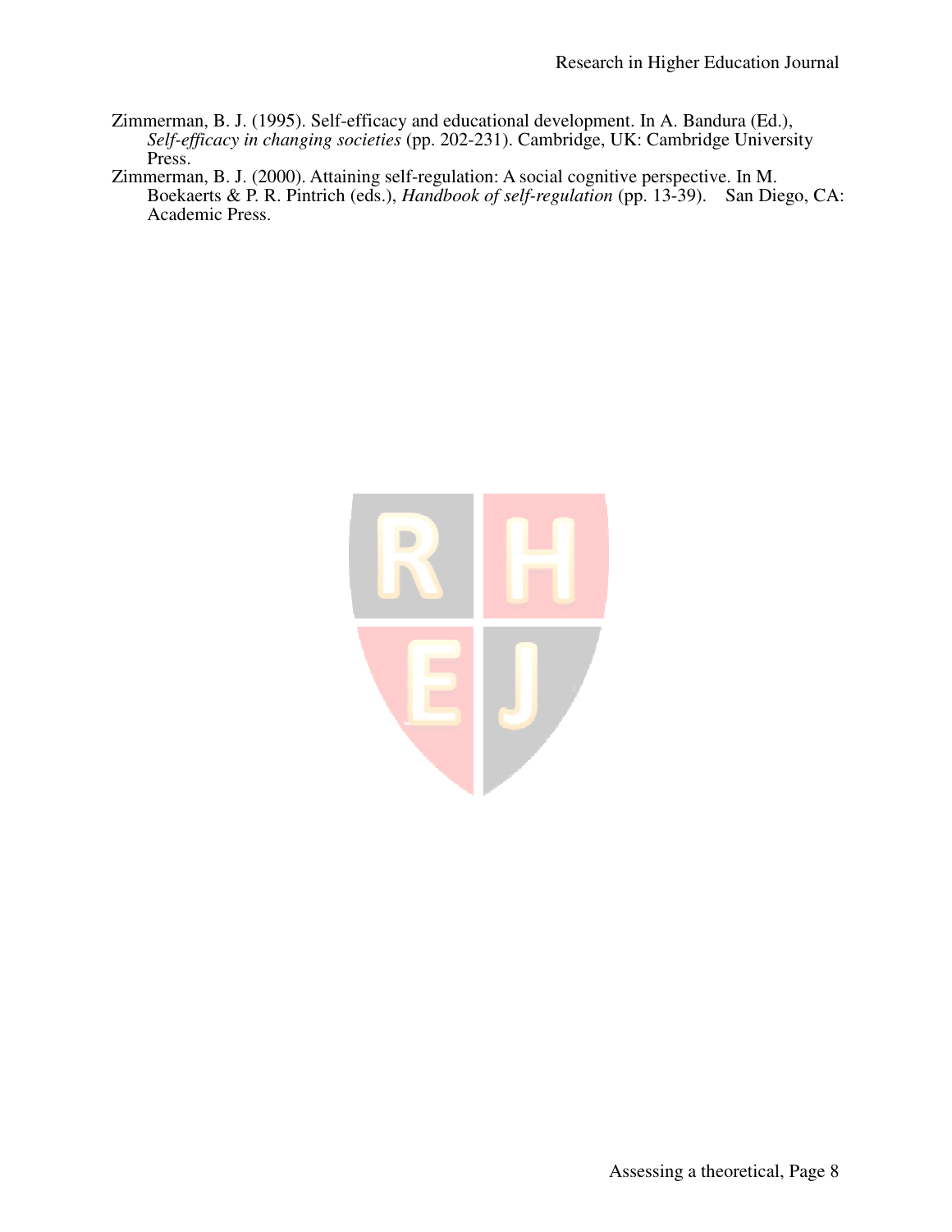Zimmerman, B. J. (1995). Self-efficacy and educational development. In A. Bandura (Ed.), *Self-efficacy in changing societies* (pp. 202-231). Cambridge, UK: Cambridge University Press.

Zimmerman, B. J. (2000). Attaining self-regulation: A social cognitive perspective. In M. Boekaerts & P. R. Pintrich (eds.), *Handbook of self-regulation* (pp. 13-39). San Diego, CA: Academic Press.